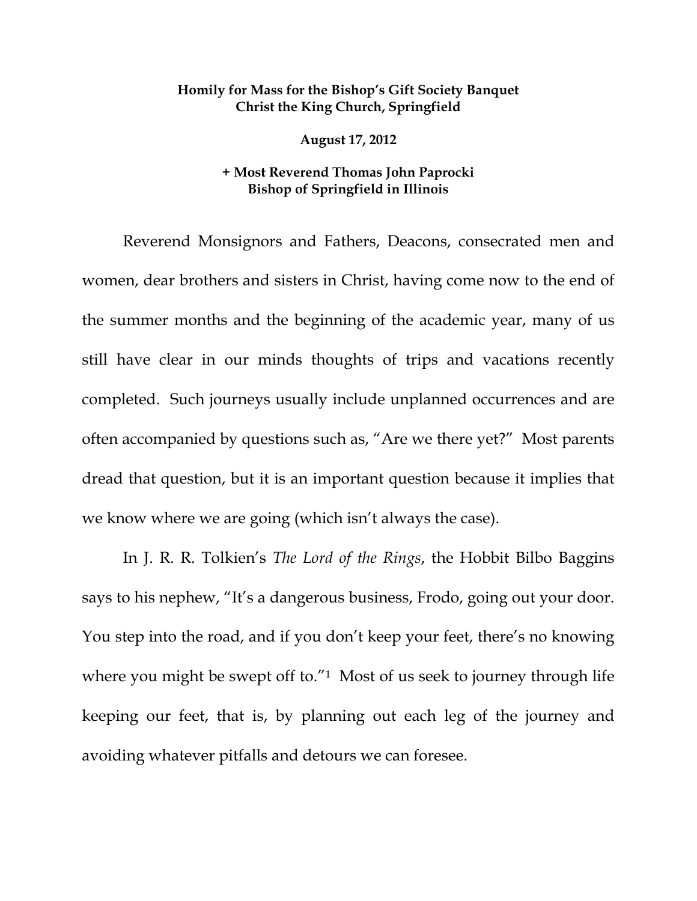**Homily for Mass for the Bishop's Gift Society Banquet**
**Christ the King Church, Springfield**

**August 17, 2012**

**+ Most Reverend Thomas John Paprocki**
**Bishop of Springfield in Illinois**

Reverend Monsignors and Fathers, Deacons, consecrated men and women, dear brothers and sisters in Christ, having come now to the end of the summer months and the beginning of the academic year, many of us still have clear in our minds thoughts of trips and vacations recently completed. Such journeys usually include unplanned occurrences and are often accompanied by questions such as, "Are we there yet?" Most parents dread that question, but it is an important question because it implies that we know where we are going (which isn't always the case).

In J. R. R. Tolkien's *The Lord of the Rings*, the Hobbit Bilbo Baggins says to his nephew, "It's a dangerous business, Frodo, going out your door. You step into the road, and if you don't keep your feet, there's no knowing where you might be swept off to."[1] Most of us seek to journey through life keeping our feet, that is, by planning out each leg of the journey and avoiding whatever pitfalls and detours we can foresee.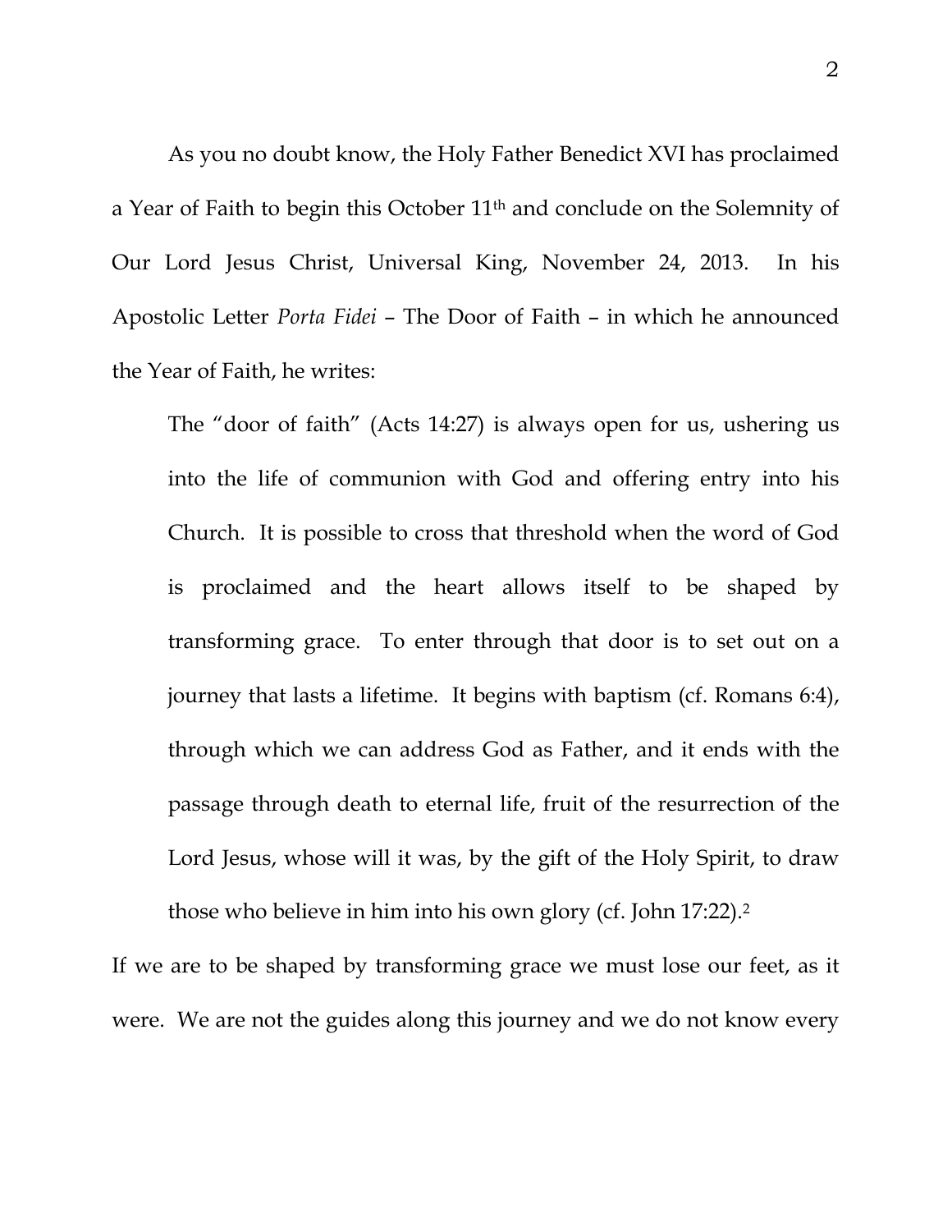As you no doubt know, the Holy Father Benedict XVI has proclaimed a Year of Faith to begin this October 11th and conclude on the Solemnity of Our Lord Jesus Christ, Universal King, November 24, 2013. In his Apostolic Letter *Porta Fidei* – The Door of Faith – in which he announced the Year of Faith, he writes:

> The "door of faith" (Acts 14:27) is always open for us, ushering us into the life of communion with God and offering entry into his Church. It is possible to cross that threshold when the word of God is proclaimed and the heart allows itself to be shaped by transforming grace. To enter through that door is to set out on a journey that lasts a lifetime. It begins with baptism (cf. Romans 6:4), through which we can address God as Father, and it ends with the passage through death to eternal life, fruit of the resurrection of the Lord Jesus, whose will it was, by the gift of the Holy Spirit, to draw those who believe in him into his own glory (cf. John 17:22).[2]

If we are to be shaped by transforming grace we must lose our feet, as it were. We are not the guides along this journey and we do not know every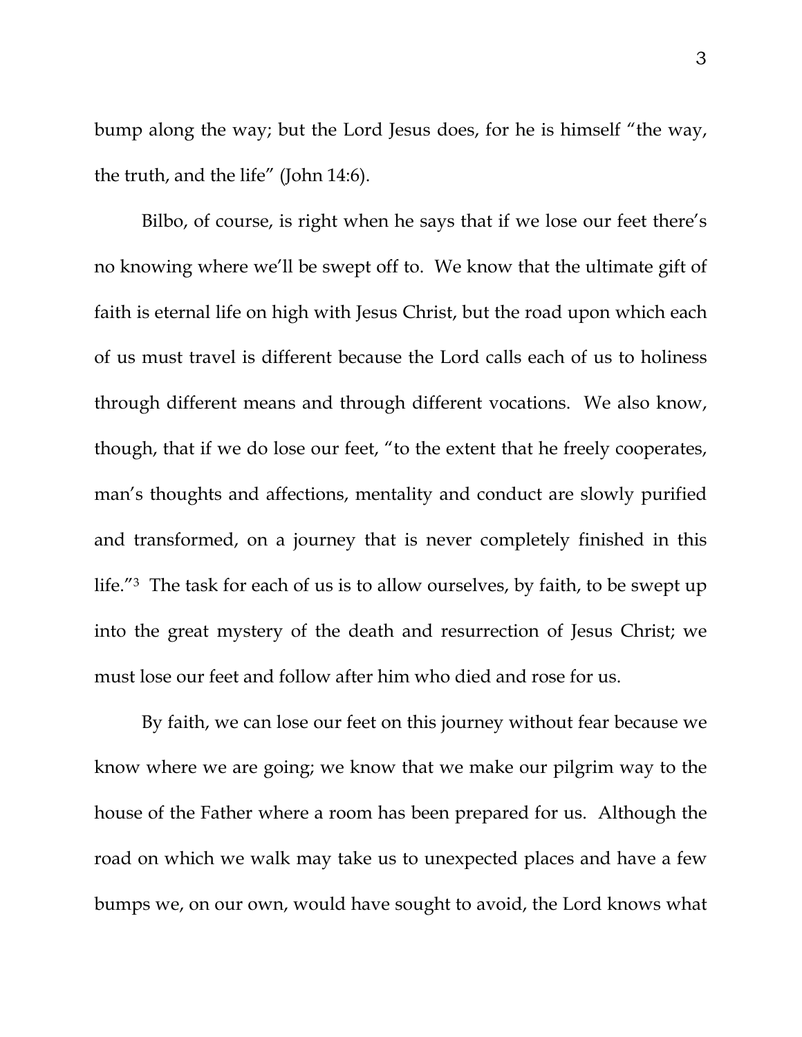bump along the way; but the Lord Jesus does, for he is himself "the way, the truth, and the life" (John 14:6).

Bilbo, of course, is right when he says that if we lose our feet there's no knowing where we'll be swept off to. We know that the ultimate gift of faith is eternal life on high with Jesus Christ, but the road upon which each of us must travel is different because the Lord calls each of us to holiness through different means and through different vocations. We also know, though, that if we do lose our feet, "to the extent that he freely cooperates, man's thoughts and affections, mentality and conduct are slowly purified and transformed, on a journey that is never completely finished in this life."[3] The task for each of us is to allow ourselves, by faith, to be swept up into the great mystery of the death and resurrection of Jesus Christ; we must lose our feet and follow after him who died and rose for us.

By faith, we can lose our feet on this journey without fear because we know where we are going; we know that we make our pilgrim way to the house of the Father where a room has been prepared for us. Although the road on which we walk may take us to unexpected places and have a few bumps we, on our own, would have sought to avoid, the Lord knows what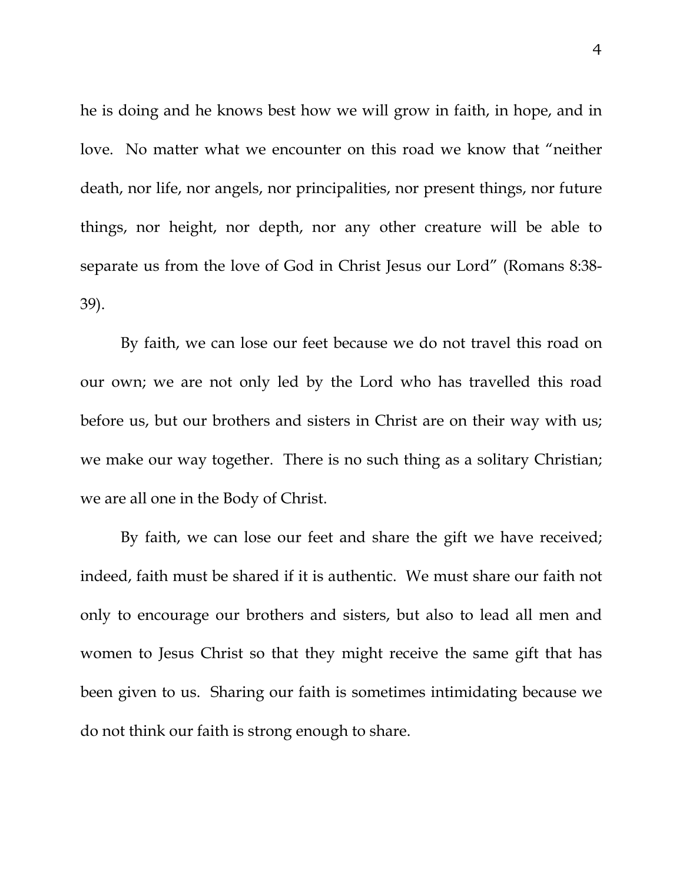he is doing and he knows best how we will grow in faith, in hope, and in love. No matter what we encounter on this road we know that "neither death, nor life, nor angels, nor principalities, nor present things, nor future things, nor height, nor depth, nor any other creature will be able to separate us from the love of God in Christ Jesus our Lord" (Romans 8:38-39).

By faith, we can lose our feet because we do not travel this road on our own; we are not only led by the Lord who has travelled this road before us, but our brothers and sisters in Christ are on their way with us; we make our way together. There is no such thing as a solitary Christian; we are all one in the Body of Christ.

By faith, we can lose our feet and share the gift we have received; indeed, faith must be shared if it is authentic. We must share our faith not only to encourage our brothers and sisters, but also to lead all men and women to Jesus Christ so that they might receive the same gift that has been given to us. Sharing our faith is sometimes intimidating because we do not think our faith is strong enough to share.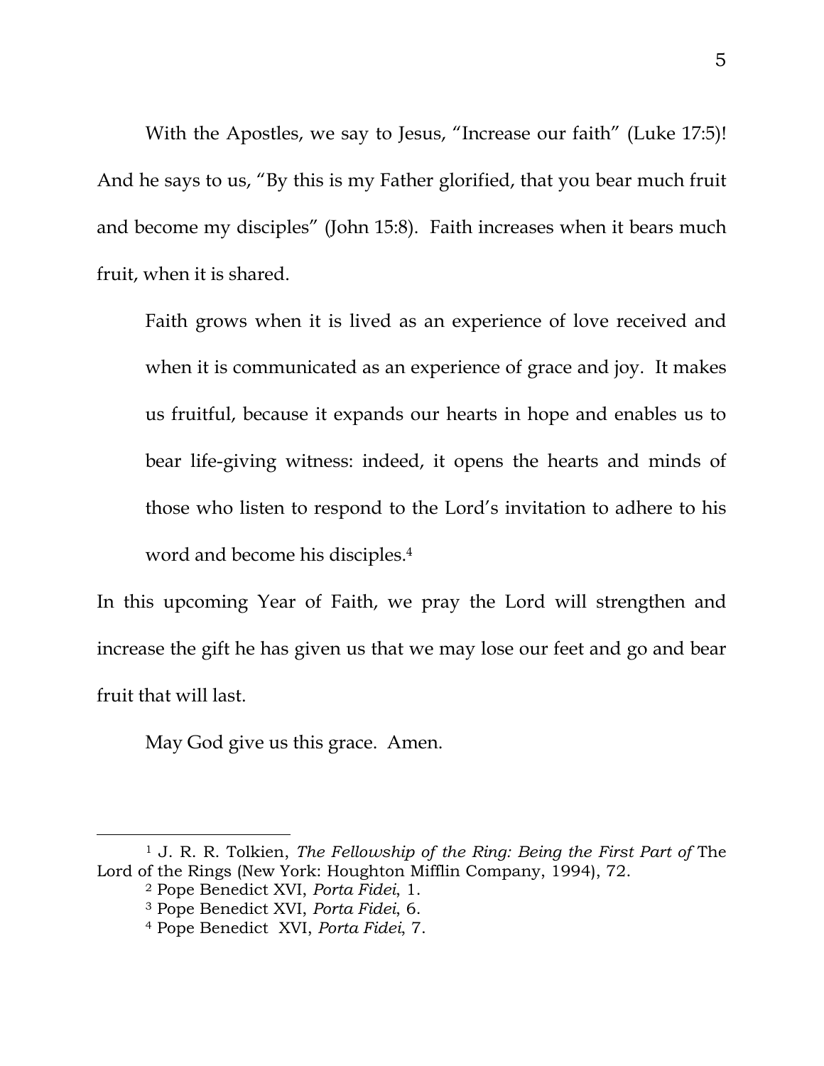With the Apostles, we say to Jesus, "Increase our faith" (Luke 17:5)! And he says to us, "By this is my Father glorified, that you bear much fruit and become my disciples" (John 15:8). Faith increases when it bears much fruit, when it is shared.

> Faith grows when it is lived as an experience of love received and when it is communicated as an experience of grace and joy. It makes us fruitful, because it expands our hearts in hope and enables us to bear life-giving witness: indeed, it opens the hearts and minds of those who listen to respond to the Lord's invitation to adhere to his word and become his disciples.[4]

In this upcoming Year of Faith, we pray the Lord will strengthen and increase the gift he has given us that we may lose our feet and go and bear fruit that will last.

May God give us this grace. Amen.

---

[1] J. R. R. Tolkien, *The Fellowship of the Ring: Being the First Part of* The Lord of the Rings (New York: Houghton Mifflin Company, 1994), 72.

[2] Pope Benedict XVI, *Porta Fidei*, 1.

[3] Pope Benedict XVI, *Porta Fidei*, 6.

[4] Pope Benedict XVI, *Porta Fidei*, 7.